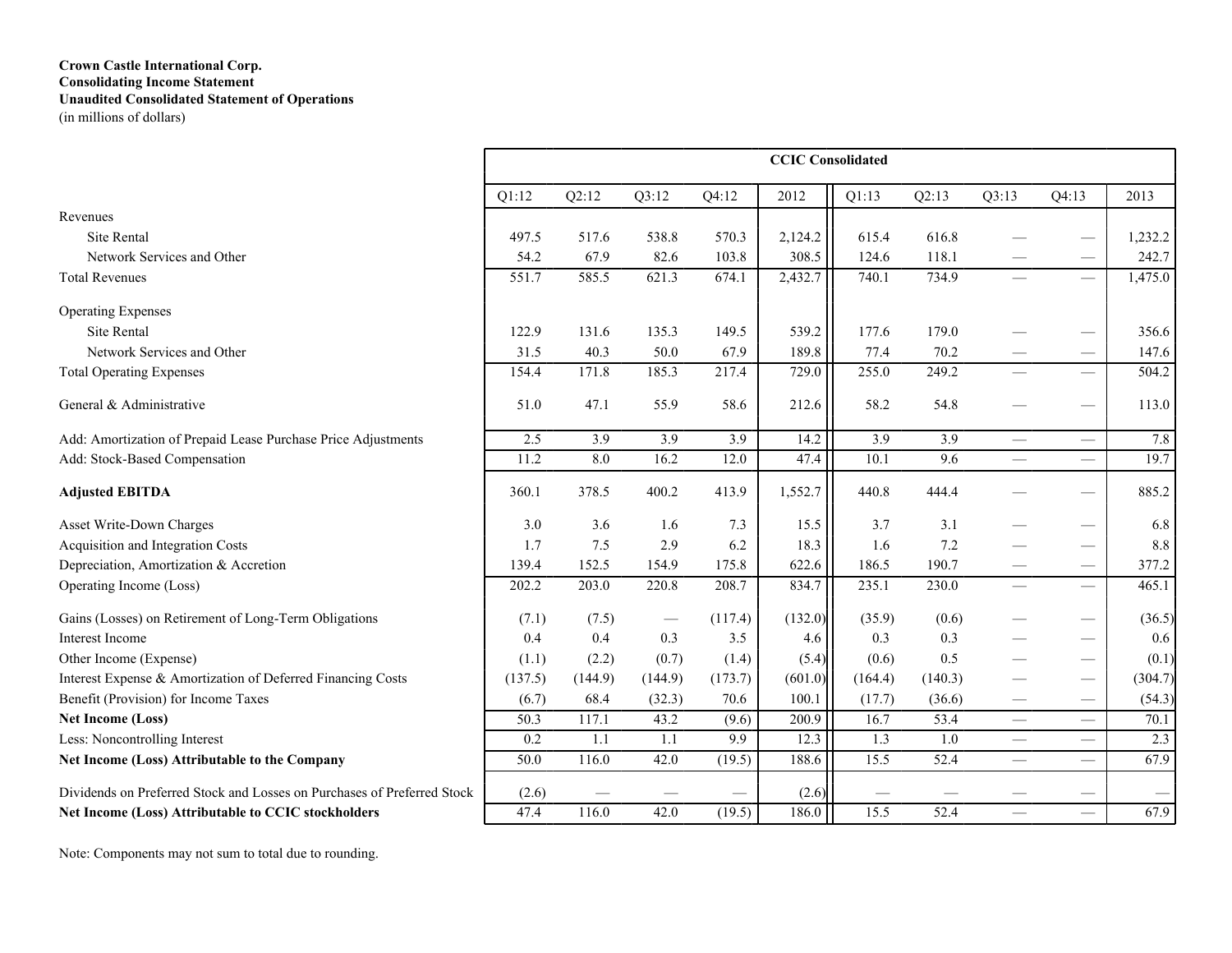**Crown Castle International Corp.**
**Consolidating Income Statement**
**Unaudited Consolidated Statement of Operations**
(in millions of dollars)

| | CCIC Consolidated | | | | | | | | | |
|---|---|---|---|---|---|---|---|---|---|---|
| | Q1:12 | Q2:12 | Q3:12 | Q4:12 | 2012 | Q1:13 | Q2:13 | Q3:13 | Q4:13 | 2013 |
| Revenues | | | | | | | | | | |
| Site Rental | 497.5 | 517.6 | 538.8 | 570.3 | 2,124.2 | 615.4 | 616.8 | — | — | 1,232.2 |
| Network Services and Other | 54.2 | 67.9 | 82.6 | 103.8 | 308.5 | 124.6 | 118.1 | — | — | 242.7 |
| Total Revenues | 551.7 | 585.5 | 621.3 | 674.1 | 2,432.7 | 740.1 | 734.9 | — | — | 1,475.0 |
| Operating Expenses | | | | | | | | | | |
| Site Rental | 122.9 | 131.6 | 135.3 | 149.5 | 539.2 | 177.6 | 179.0 | — | — | 356.6 |
| Network Services and Other | 31.5 | 40.3 | 50.0 | 67.9 | 189.8 | 77.4 | 70.2 | — | — | 147.6 |
| Total Operating Expenses | 154.4 | 171.8 | 185.3 | 217.4 | 729.0 | 255.0 | 249.2 | — | — | 504.2 |
| General & Administrative | 51.0 | 47.1 | 55.9 | 58.6 | 212.6 | 58.2 | 54.8 | — | — | 113.0 |
| Add: Amortization of Prepaid Lease Purchase Price Adjustments | 2.5 | 3.9 | 3.9 | 3.9 | 14.2 | 3.9 | 3.9 | — | — | 7.8 |
| Add: Stock-Based Compensation | 11.2 | 8.0 | 16.2 | 12.0 | 47.4 | 10.1 | 9.6 | — | — | 19.7 |
| **Adjusted EBITDA** | 360.1 | 378.5 | 400.2 | 413.9 | 1,552.7 | 440.8 | 444.4 | — | — | 885.2 |
| Asset Write-Down Charges | 3.0 | 3.6 | 1.6 | 7.3 | 15.5 | 3.7 | 3.1 | — | — | 6.8 |
| Acquisition and Integration Costs | 1.7 | 7.5 | 2.9 | 6.2 | 18.3 | 1.6 | 7.2 | — | — | 8.8 |
| Depreciation, Amortization & Accretion | 139.4 | 152.5 | 154.9 | 175.8 | 622.6 | 186.5 | 190.7 | — | — | 377.2 |
| Operating Income (Loss) | 202.2 | 203.0 | 220.8 | 208.7 | 834.7 | 235.1 | 230.0 | — | — | 465.1 |
| Gains (Losses) on Retirement of Long-Term Obligations | (7.1) | (7.5) | — | (117.4) | (132.0) | (35.9) | (0.6) | — | — | (36.5) |
| Interest Income | 0.4 | 0.4 | 0.3 | 3.5 | 4.6 | 0.3 | 0.3 | — | — | 0.6 |
| Other Income (Expense) | (1.1) | (2.2) | (0.7) | (1.4) | (5.4) | (0.6) | 0.5 | — | — | (0.1) |
| Interest Expense & Amortization of Deferred Financing Costs | (137.5) | (144.9) | (144.9) | (173.7) | (601.0) | (164.4) | (140.3) | — | — | (304.7) |
| Benefit (Provision) for Income Taxes | (6.7) | 68.4 | (32.3) | 70.6 | 100.1 | (17.7) | (36.6) | — | — | (54.3) |
| **Net Income (Loss)** | 50.3 | 117.1 | 43.2 | (9.6) | 200.9 | 16.7 | 53.4 | — | — | 70.1 |
| Less: Noncontrolling Interest | 0.2 | 1.1 | 1.1 | 9.9 | 12.3 | 1.3 | 1.0 | — | — | 2.3 |
| **Net Income (Loss) Attributable to the Company** | 50.0 | 116.0 | 42.0 | (19.5) | 188.6 | 15.5 | 52.4 | — | — | 67.9 |
| Dividends on Preferred Stock and Losses on Purchases of Preferred Stock | (2.6) | — | — | — | (2.6) | — | — | — | — | — |
| **Net Income (Loss) Attributable to CCIC stockholders** | 47.4 | 116.0 | 42.0 | (19.5) | 186.0 | 15.5 | 52.4 | — | — | 67.9 |

Note: Components may not sum to total due to rounding.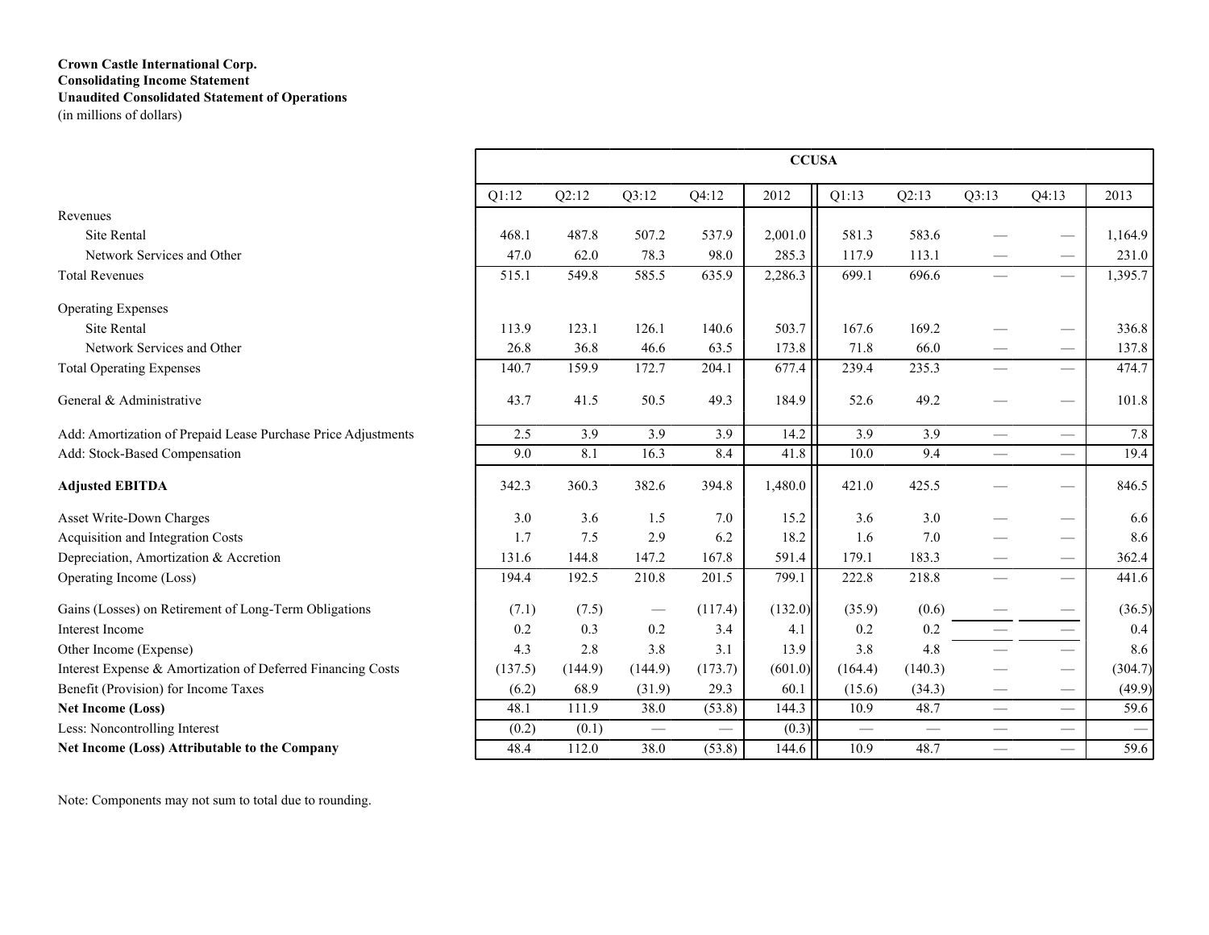**Crown Castle International Corp.**
**Consolidating Income Statement**
**Unaudited Consolidated Statement of Operations**
(in millions of dollars)

| | CCUSA | | | | | | | | | |
|---|---|---|---|---|---|---|---|---|---|---|
| | Q1:12 | Q2:12 | Q3:12 | Q4:12 | 2012 | Q1:13 | Q2:13 | Q3:13 | Q4:13 | 2013 |
| Revenues | | | | | | | | | | |
| Site Rental | 468.1 | 487.8 | 507.2 | 537.9 | 2,001.0 | 581.3 | 583.6 | — | — | 1,164.9 |
| Network Services and Other | 47.0 | 62.0 | 78.3 | 98.0 | 285.3 | 117.9 | 113.1 | — | — | 231.0 |
| Total Revenues | 515.1 | 549.8 | 585.5 | 635.9 | 2,286.3 | 699.1 | 696.6 | — | — | 1,395.7 |
| Operating Expenses | | | | | | | | | | |
| Site Rental | 113.9 | 123.1 | 126.1 | 140.6 | 503.7 | 167.6 | 169.2 | — | — | 336.8 |
| Network Services and Other | 26.8 | 36.8 | 46.6 | 63.5 | 173.8 | 71.8 | 66.0 | — | — | 137.8 |
| Total Operating Expenses | 140.7 | 159.9 | 172.7 | 204.1 | 677.4 | 239.4 | 235.3 | — | — | 474.7 |
| General & Administrative | 43.7 | 41.5 | 50.5 | 49.3 | 184.9 | 52.6 | 49.2 | — | — | 101.8 |
| Add: Amortization of Prepaid Lease Purchase Price Adjustments | 2.5 | 3.9 | 3.9 | 3.9 | 14.2 | 3.9 | 3.9 | — | — | 7.8 |
| Add: Stock-Based Compensation | 9.0 | 8.1 | 16.3 | 8.4 | 41.8 | 10.0 | 9.4 | — | — | 19.4 |
| **Adjusted EBITDA** | 342.3 | 360.3 | 382.6 | 394.8 | 1,480.0 | 421.0 | 425.5 | — | — | 846.5 |
| Asset Write-Down Charges | 3.0 | 3.6 | 1.5 | 7.0 | 15.2 | 3.6 | 3.0 | — | — | 6.6 |
| Acquisition and Integration Costs | 1.7 | 7.5 | 2.9 | 6.2 | 18.2 | 1.6 | 7.0 | — | — | 8.6 |
| Depreciation, Amortization & Accretion | 131.6 | 144.8 | 147.2 | 167.8 | 591.4 | 179.1 | 183.3 | — | — | 362.4 |
| Operating Income (Loss) | 194.4 | 192.5 | 210.8 | 201.5 | 799.1 | 222.8 | 218.8 | — | — | 441.6 |
| Gains (Losses) on Retirement of Long-Term Obligations | (7.1) | (7.5) | — | (117.4) | (132.0) | (35.9) | (0.6) | — | — | (36.5) |
| Interest Income | 0.2 | 0.3 | 0.2 | 3.4 | 4.1 | 0.2 | 0.2 | — | — | 0.4 |
| Other Income (Expense) | 4.3 | 2.8 | 3.8 | 3.1 | 13.9 | 3.8 | 4.8 | — | — | 8.6 |
| Interest Expense & Amortization of Deferred Financing Costs | (137.5) | (144.9) | (144.9) | (173.7) | (601.0) | (164.4) | (140.3) | — | — | (304.7) |
| Benefit (Provision) for Income Taxes | (6.2) | 68.9 | (31.9) | 29.3 | 60.1 | (15.6) | (34.3) | — | — | (49.9) |
| **Net Income (Loss)** | 48.1 | 111.9 | 38.0 | (53.8) | 144.3 | 10.9 | 48.7 | — | — | 59.6 |
| Less: Noncontrolling Interest | (0.2) | (0.1) | — | — | (0.3) | — | — | — | — | — |
| **Net Income (Loss) Attributable to the Company** | 48.4 | 112.0 | 38.0 | (53.8) | 144.6 | 10.9 | 48.7 | — | — | 59.6 |

Note: Components may not sum to total due to rounding.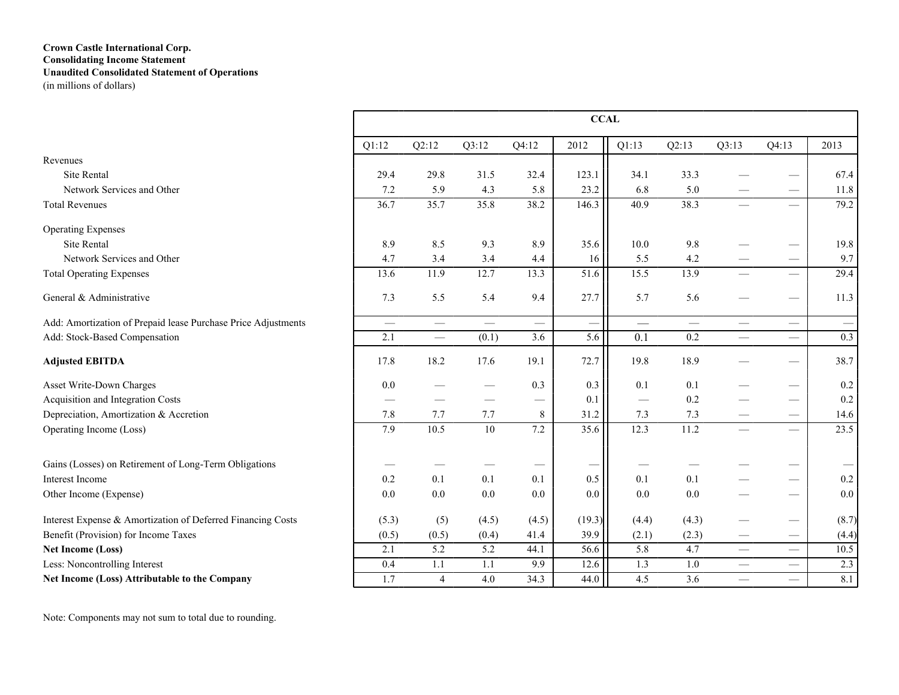**Crown Castle International Corp.**
**Consolidating Income Statement**
**Unaudited Consolidated Statement of Operations**
(in millions of dollars)

| | CCAL | | | | | | | | | |
|---|---|---|---|---|---|---|---|---|---|---|
| | Q1:12 | Q2:12 | Q3:12 | Q4:12 | 2012 | Q1:13 | Q2:13 | Q3:13 | Q4:13 | 2013 |
| Revenues | | | | | | | | | | |
| Site Rental | 29.4 | 29.8 | 31.5 | 32.4 | 123.1 | 34.1 | 33.3 | — | — | 67.4 |
| Network Services and Other | 7.2 | 5.9 | 4.3 | 5.8 | 23.2 | 6.8 | 5.0 | — | — | 11.8 |
| Total Revenues | 36.7 | 35.7 | 35.8 | 38.2 | 146.3 | 40.9 | 38.3 | — | — | 79.2 |
| Operating Expenses | | | | | | | | | | |
| Site Rental | 8.9 | 8.5 | 9.3 | 8.9 | 35.6 | 10.0 | 9.8 | — | — | 19.8 |
| Network Services and Other | 4.7 | 3.4 | 3.4 | 4.4 | 16 | 5.5 | 4.2 | — | — | 9.7 |
| Total Operating Expenses | 13.6 | 11.9 | 12.7 | 13.3 | 51.6 | 15.5 | 13.9 | — | — | 29.4 |
| General & Administrative | 7.3 | 5.5 | 5.4 | 9.4 | 27.7 | 5.7 | 5.6 | — | — | 11.3 |
| Add: Amortization of Prepaid lease Purchase Price Adjustments | — | — | — | — | — | — | — | — | — | — |
| Add: Stock-Based Compensation | 2.1 | — | (0.1) | 3.6 | 5.6 | 0.1 | 0.2 | — | — | 0.3 |
| **Adjusted EBITDA** | 17.8 | 18.2 | 17.6 | 19.1 | 72.7 | 19.8 | 18.9 | — | — | 38.7 |
| Asset Write-Down Charges | 0.0 | — | — | 0.3 | 0.3 | 0.1 | 0.1 | — | — | 0.2 |
| Acquisition and Integration Costs | — | — | — | — | 0.1 | — | 0.2 | — | — | 0.2 |
| Depreciation, Amortization & Accretion | 7.8 | 7.7 | 7.7 | 8 | 31.2 | 7.3 | 7.3 | — | — | 14.6 |
| Operating Income (Loss) | 7.9 | 10.5 | 10 | 7.2 | 35.6 | 12.3 | 11.2 | — | — | 23.5 |
| Gains (Losses) on Retirement of Long-Term Obligations | — | — | — | — | — | — | — | — | — | — |
| Interest Income | 0.2 | 0.1 | 0.1 | 0.1 | 0.5 | 0.1 | 0.1 | — | — | 0.2 |
| Other Income (Expense) | 0.0 | 0.0 | 0.0 | 0.0 | 0.0 | 0.0 | 0.0 | — | — | 0.0 |
| Interest Expense & Amortization of Deferred Financing Costs | (5.3) | (5) | (4.5) | (4.5) | (19.3) | (4.4) | (4.3) | — | — | (8.7) |
| Benefit (Provision) for Income Taxes | (0.5) | (0.5) | (0.4) | 41.4 | 39.9 | (2.1) | (2.3) | — | — | (4.4) |
| **Net Income (Loss)** | 2.1 | 5.2 | 5.2 | 44.1 | 56.6 | 5.8 | 4.7 | — | — | 10.5 |
| Less: Noncontrolling Interest | 0.4 | 1.1 | 1.1 | 9.9 | 12.6 | 1.3 | 1.0 | — | — | 2.3 |
| **Net Income (Loss) Attributable to the Company** | 1.7 | 4 | 4.0 | 34.3 | 44.0 | 4.5 | 3.6 | — | — | 8.1 |

Note: Components may not sum to total due to rounding.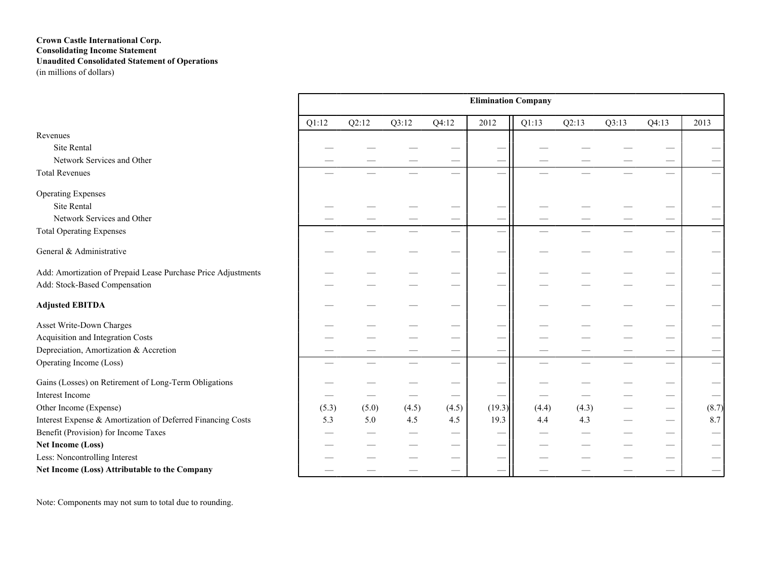**Crown Castle International Corp.**
**Consolidating Income Statement**
**Unaudited Consolidated Statement of Operations**
(in millions of dollars)

| | Elimination Company | | | | | | | | | |
|---|---|---|---|---|---|---|---|---|---|---|
| | Q1:12 | Q2:12 | Q3:12 | Q4:12 | 2012 | Q1:13 | Q2:13 | Q3:13 | Q4:13 | 2013 |
| Revenues | | | | | | | | | | |
| Site Rental | — | — | — | — | — | — | — | — | — | — |
| Network Services and Other | — | — | — | — | — | — | — | — | — | — |
| Total Revenues | — | — | — | — | — | — | — | — | — | — |
| Operating Expenses | | | | | | | | | | |
| Site Rental | — | — | — | — | — | — | — | — | — | — |
| Network Services and Other | — | — | — | — | — | — | — | — | — | — |
| Total Operating Expenses | — | — | — | — | — | — | — | — | — | — |
| General & Administrative | — | — | — | — | — | — | — | — | — | — |
| Add: Amortization of Prepaid Lease Purchase Price Adjustments | — | — | — | — | — | — | — | — | — | — |
| Add: Stock-Based Compensation | — | — | — | — | — | — | — | — | — | — |
| **Adjusted EBITDA** | — | — | — | — | — | — | — | — | — | — |
| Asset Write-Down Charges | — | — | — | — | — | — | — | — | — | — |
| Acquisition and Integration Costs | — | — | — | — | — | — | — | — | — | — |
| Depreciation, Amortization & Accretion | — | — | — | — | — | — | — | — | — | — |
| Operating Income (Loss) | — | — | — | — | — | — | — | — | — | — |
| Gains (Losses) on Retirement of Long-Term Obligations | — | — | — | — | — | — | — | — | — | — |
| Interest Income | — | — | — | — | — | — | — | — | — | — |
| Other Income (Expense) | (5.3) | (5.0) | (4.5) | (4.5) | (19.3) | (4.4) | (4.3) | — | — | (8.7) |
| Interest Expense & Amortization of Deferred Financing Costs | 5.3 | 5.0 | 4.5 | 4.5 | 19.3 | 4.4 | 4.3 | — | — | 8.7 |
| Benefit (Provision) for Income Taxes | — | — | — | — | — | — | — | — | — | — |
| **Net Income (Loss)** | — | — | — | — | — | — | — | — | — | — |
| Less: Noncontrolling Interest | — | — | — | — | — | — | — | — | — | — |
| **Net Income (Loss) Attributable to the Company** | — | — | — | — | — | — | — | — | — | — |

Note: Components may not sum to total due to rounding.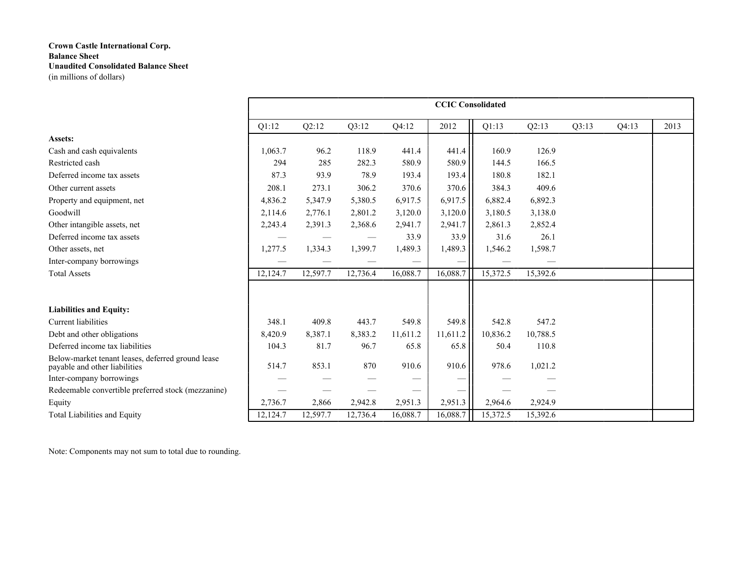**Crown Castle International Corp.**
**Balance Sheet**
**Unaudited Consolidated Balance Sheet**
(in millions of dollars)

| | CCIC Consolidated | | | | | | | | | |
|---|---|---|---|---|---|---|---|---|---|---|
| | Q1:12 | Q2:12 | Q3:12 | Q4:12 | 2012 | Q1:13 | Q2:13 | Q3:13 | Q4:13 | 2013 |
| **Assets:** | | | | | | | | | | |
| Cash and cash equivalents | 1,063.7 | 96.2 | 118.9 | 441.4 | 441.4 | 160.9 | 126.9 | | | |
| Restricted cash | 294 | 285 | 282.3 | 580.9 | 580.9 | 144.5 | 166.5 | | | |
| Deferred income tax assets | 87.3 | 93.9 | 78.9 | 193.4 | 193.4 | 180.8 | 182.1 | | | |
| Other current assets | 208.1 | 273.1 | 306.2 | 370.6 | 370.6 | 384.3 | 409.6 | | | |
| Property and equipment, net | 4,836.2 | 5,347.9 | 5,380.5 | 6,917.5 | 6,917.5 | 6,882.4 | 6,892.3 | | | |
| Goodwill | 2,114.6 | 2,776.1 | 2,801.2 | 3,120.0 | 3,120.0 | 3,180.5 | 3,138.0 | | | |
| Other intangible assets, net | 2,243.4 | 2,391.3 | 2,368.6 | 2,941.7 | 2,941.7 | 2,861.3 | 2,852.4 | | | |
| Deferred income tax assets | — | — | — | 33.9 | 33.9 | 31.6 | 26.1 | | | |
| Other assets, net | 1,277.5 | 1,334.3 | 1,399.7 | 1,489.3 | 1,489.3 | 1,546.2 | 1,598.7 | | | |
| Inter-company borrowings | — | — | — | — | — | — | — | | | |
| Total Assets | 12,124.7 | 12,597.7 | 12,736.4 | 16,088.7 | 16,088.7 | 15,372.5 | 15,392.6 | | | |
| | | | | | | | | | | |
| **Liabilities and Equity:** | | | | | | | | | | |
| Current liabilities | 348.1 | 409.8 | 443.7 | 549.8 | 549.8 | 542.8 | 547.2 | | | |
| Debt and other obligations | 8,420.9 | 8,387.1 | 8,383.2 | 11,611.2 | 11,611.2 | 10,836.2 | 10,788.5 | | | |
| Deferred income tax liabilities | 104.3 | 81.7 | 96.7 | 65.8 | 65.8 | 50.4 | 110.8 | | | |
| Below-market tenant leases, deferred ground lease payable and other liabilities | 514.7 | 853.1 | 870 | 910.6 | 910.6 | 978.6 | 1,021.2 | | | |
| Inter-company borrowings | — | — | — | — | — | — | — | | | |
| Redeemable convertible preferred stock (mezzanine) | — | — | — | — | — | — | — | | | |
| Equity | 2,736.7 | 2,866 | 2,942.8 | 2,951.3 | 2,951.3 | 2,964.6 | 2,924.9 | | | |
| Total Liabilities and Equity | 12,124.7 | 12,597.7 | 12,736.4 | 16,088.7 | 16,088.7 | 15,372.5 | 15,392.6 | | | |

Note: Components may not sum to total due to rounding.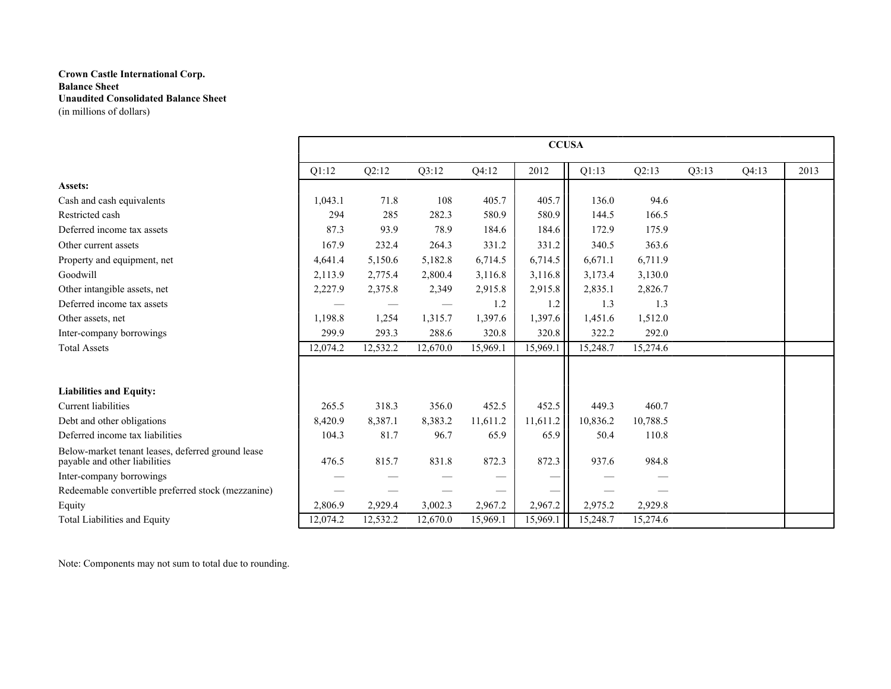**Crown Castle International Corp.**
**Balance Sheet**
**Unaudited Consolidated Balance Sheet**
(in millions of dollars)

| | CCUSA | | | | | | | | | |
|---|---|---|---|---|---|---|---|---|---|---|
| | Q1:12 | Q2:12 | Q3:12 | Q4:12 | 2012 | Q1:13 | Q2:13 | Q3:13 | Q4:13 | 2013 |
| **Assets:** | | | | | | | | | | |
| Cash and cash equivalents | 1,043.1 | 71.8 | 108 | 405.7 | 405.7 | 136.0 | 94.6 | | | |
| Restricted cash | 294 | 285 | 282.3 | 580.9 | 580.9 | 144.5 | 166.5 | | | |
| Deferred income tax assets | 87.3 | 93.9 | 78.9 | 184.6 | 184.6 | 172.9 | 175.9 | | | |
| Other current assets | 167.9 | 232.4 | 264.3 | 331.2 | 331.2 | 340.5 | 363.6 | | | |
| Property and equipment, net | 4,641.4 | 5,150.6 | 5,182.8 | 6,714.5 | 6,714.5 | 6,671.1 | 6,711.9 | | | |
| Goodwill | 2,113.9 | 2,775.4 | 2,800.4 | 3,116.8 | 3,116.8 | 3,173.4 | 3,130.0 | | | |
| Other intangible assets, net | 2,227.9 | 2,375.8 | 2,349 | 2,915.8 | 2,915.8 | 2,835.1 | 2,826.7 | | | |
| Deferred income tax assets | — | — | — | 1.2 | 1.2 | 1.3 | 1.3 | | | |
| Other assets, net | 1,198.8 | 1,254 | 1,315.7 | 1,397.6 | 1,397.6 | 1,451.6 | 1,512.0 | | | |
| Inter-company borrowings | 299.9 | 293.3 | 288.6 | 320.8 | 320.8 | 322.2 | 292.0 | | | |
| Total Assets | 12,074.2 | 12,532.2 | 12,670.0 | 15,969.1 | 15,969.1 | 15,248.7 | 15,274.6 | | | |
| | | | | | | | | | | |
| **Liabilities and Equity:** | | | | | | | | | | |
| Current liabilities | 265.5 | 318.3 | 356.0 | 452.5 | 452.5 | 449.3 | 460.7 | | | |
| Debt and other obligations | 8,420.9 | 8,387.1 | 8,383.2 | 11,611.2 | 11,611.2 | 10,836.2 | 10,788.5 | | | |
| Deferred income tax liabilities | 104.3 | 81.7 | 96.7 | 65.9 | 65.9 | 50.4 | 110.8 | | | |
| Below-market tenant leases, deferred ground lease payable and other liabilities | 476.5 | 815.7 | 831.8 | 872.3 | 872.3 | 937.6 | 984.8 | | | |
| Inter-company borrowings | — | — | — | — | — | — | — | | | |
| Redeemable convertible preferred stock (mezzanine) | — | — | — | — | — | — | — | | | |
| Equity | 2,806.9 | 2,929.4 | 3,002.3 | 2,967.2 | 2,967.2 | 2,975.2 | 2,929.8 | | | |
| Total Liabilities and Equity | 12,074.2 | 12,532.2 | 12,670.0 | 15,969.1 | 15,969.1 | 15,248.7 | 15,274.6 | | | |

Note: Components may not sum to total due to rounding.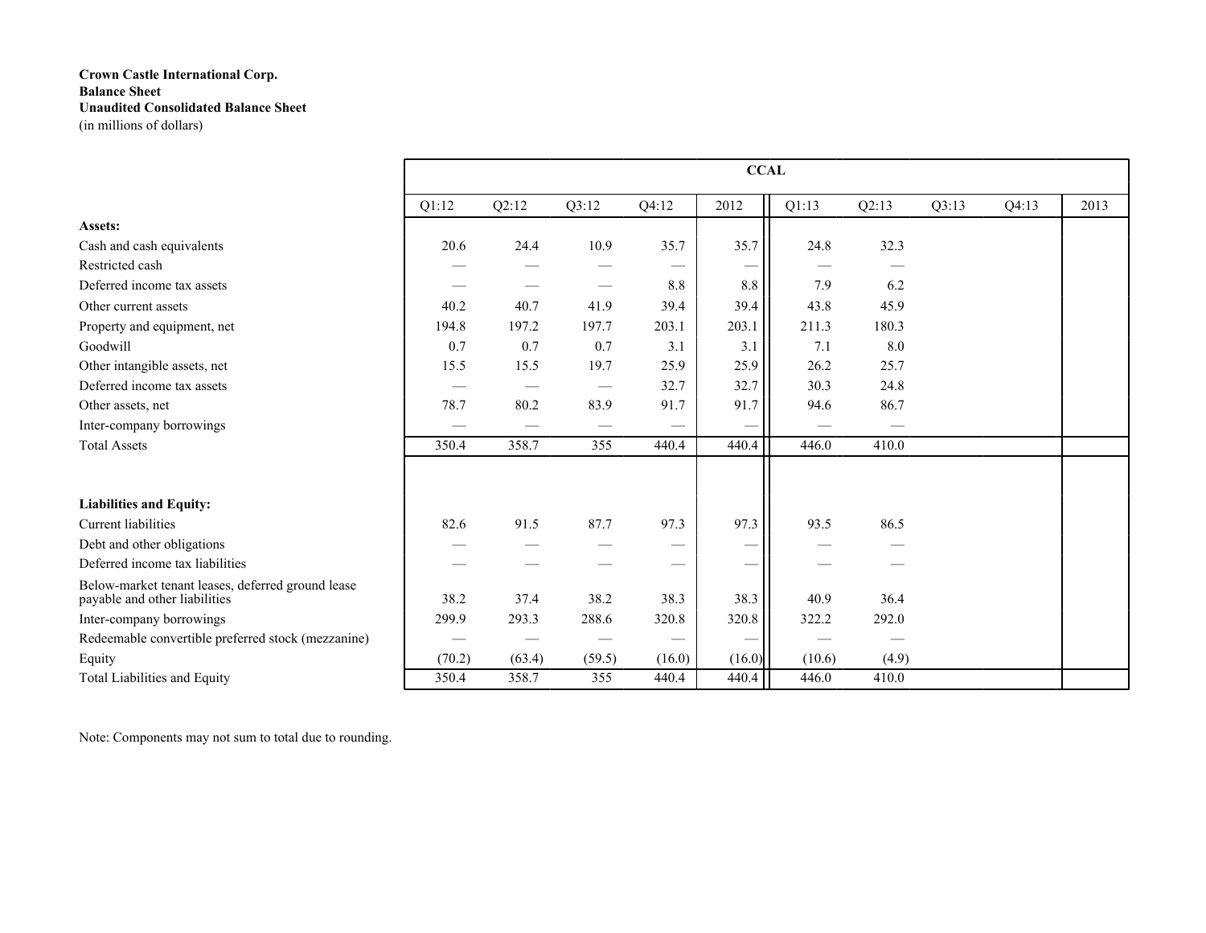**Crown Castle International Corp.**
**Balance Sheet**
**Unaudited Consolidated Balance Sheet**
(in millions of dollars)

| | CCAL | | | | | | | | | |
|---|---|---|---|---|---|---|---|---|---|---|
| | Q1:12 | Q2:12 | Q3:12 | Q4:12 | 2012 | Q1:13 | Q2:13 | Q3:13 | Q4:13 | 2013 |
| **Assets:** | | | | | | | | | | |
| Cash and cash equivalents | 20.6 | 24.4 | 10.9 | 35.7 | 35.7 | 24.8 | 32.3 | | | |
| Restricted cash | — | — | — | — | — | — | — | | | |
| Deferred income tax assets | — | — | — | 8.8 | 8.8 | 7.9 | 6.2 | | | |
| Other current assets | 40.2 | 40.7 | 41.9 | 39.4 | 39.4 | 43.8 | 45.9 | | | |
| Property and equipment, net | 194.8 | 197.2 | 197.7 | 203.1 | 203.1 | 211.3 | 180.3 | | | |
| Goodwill | 0.7 | 0.7 | 0.7 | 3.1 | 3.1 | 7.1 | 8.0 | | | |
| Other intangible assets, net | 15.5 | 15.5 | 19.7 | 25.9 | 25.9 | 26.2 | 25.7 | | | |
| Deferred income tax assets | — | — | — | 32.7 | 32.7 | 30.3 | 24.8 | | | |
| Other assets, net | 78.7 | 80.2 | 83.9 | 91.7 | 91.7 | 94.6 | 86.7 | | | |
| Inter-company borrowings | — | — | — | — | — | — | — | | | |
| Total Assets | 350.4 | 358.7 | 355 | 440.4 | 440.4 | 446.0 | 410.0 | | | |
| | | | | | | | | | | |
| **Liabilities and Equity:** | | | | | | | | | | |
| Current liabilities | 82.6 | 91.5 | 87.7 | 97.3 | 97.3 | 93.5 | 86.5 | | | |
| Debt and other obligations | — | — | — | — | — | — | — | | | |
| Deferred income tax liabilities | — | — | — | — | — | — | — | | | |
| Below-market tenant leases, deferred ground lease payable and other liabilities | 38.2 | 37.4 | 38.2 | 38.3 | 38.3 | 40.9 | 36.4 | | | |
| Inter-company borrowings | 299.9 | 293.3 | 288.6 | 320.8 | 320.8 | 322.2 | 292.0 | | | |
| Redeemable convertible preferred stock (mezzanine) | — | — | — | — | — | — | — | | | |
| Equity | (70.2) | (63.4) | (59.5) | (16.0) | (16.0) | (10.6) | (4.9) | | | |
| Total Liabilities and Equity | 350.4 | 358.7 | 355 | 440.4 | 440.4 | 446.0 | 410.0 | | | |

Note: Components may not sum to total due to rounding.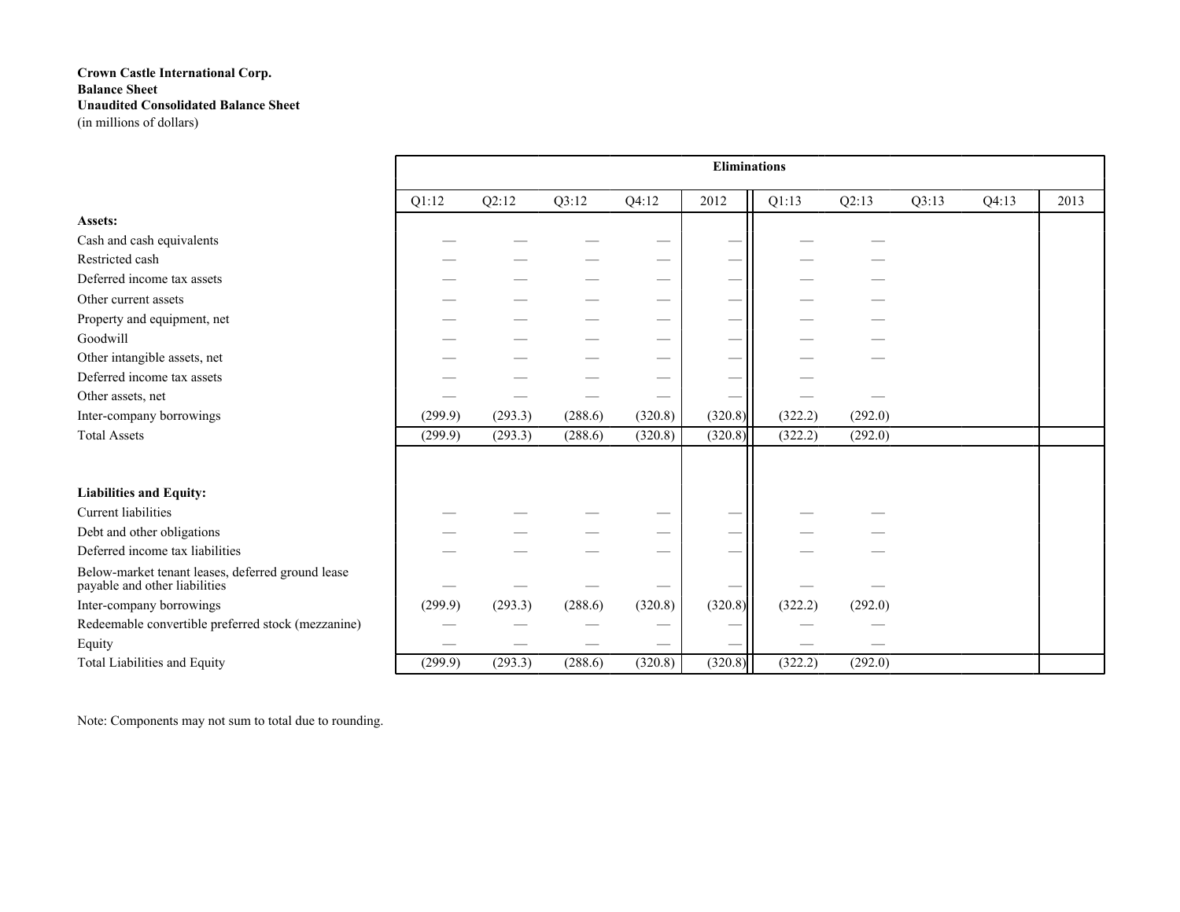**Crown Castle International Corp.**
**Balance Sheet**
**Unaudited Consolidated Balance Sheet**
(in millions of dollars)

| | Eliminations | | | | | | | | | |
|---|---|---|---|---|---|---|---|---|---|---|
| | Q1:12 | Q2:12 | Q3:12 | Q4:12 | 2012 | Q1:13 | Q2:13 | Q3:13 | Q4:13 | 2013 |
| **Assets:** | | | | | | | | | | |
| Cash and cash equivalents | — | — | — | — | — | — | — | | | |
| Restricted cash | — | — | — | — | — | — | — | | | |
| Deferred income tax assets | — | — | — | — | — | — | — | | | |
| Other current assets | — | — | — | — | — | — | — | | | |
| Property and equipment, net | — | — | — | — | — | — | — | | | |
| Goodwill | — | — | — | — | — | — | — | | | |
| Other intangible assets, net | — | — | — | — | — | — | — | | | |
| Deferred income tax assets | — | — | — | — | — | — | | | | |
| Other assets, net | — | — | — | — | — | — | — | | | |
| Inter-company borrowings | (299.9) | (293.3) | (288.6) | (320.8) | (320.8) | (322.2) | (292.0) | | | |
| Total Assets | (299.9) | (293.3) | (288.6) | (320.8) | (320.8) | (322.2) | (292.0) | | | |
| | | | | | | | | | | |
| **Liabilities and Equity:** | | | | | | | | | | |
| Current liabilities | — | — | — | — | — | — | — | | | |
| Debt and other obligations | — | — | — | — | — | — | — | | | |
| Deferred income tax liabilities | — | — | — | — | — | — | — | | | |
| Below-market tenant leases, deferred ground lease payable and other liabilities | — | — | — | — | — | — | — | | | |
| Inter-company borrowings | (299.9) | (293.3) | (288.6) | (320.8) | (320.8) | (322.2) | (292.0) | | | |
| Redeemable convertible preferred stock (mezzanine) | — | — | — | — | — | — | — | | | |
| Equity | — | — | — | — | — | — | — | | | |
| Total Liabilities and Equity | (299.9) | (293.3) | (288.6) | (320.8) | (320.8) | (322.2) | (292.0) | | | |

Note: Components may not sum to total due to rounding.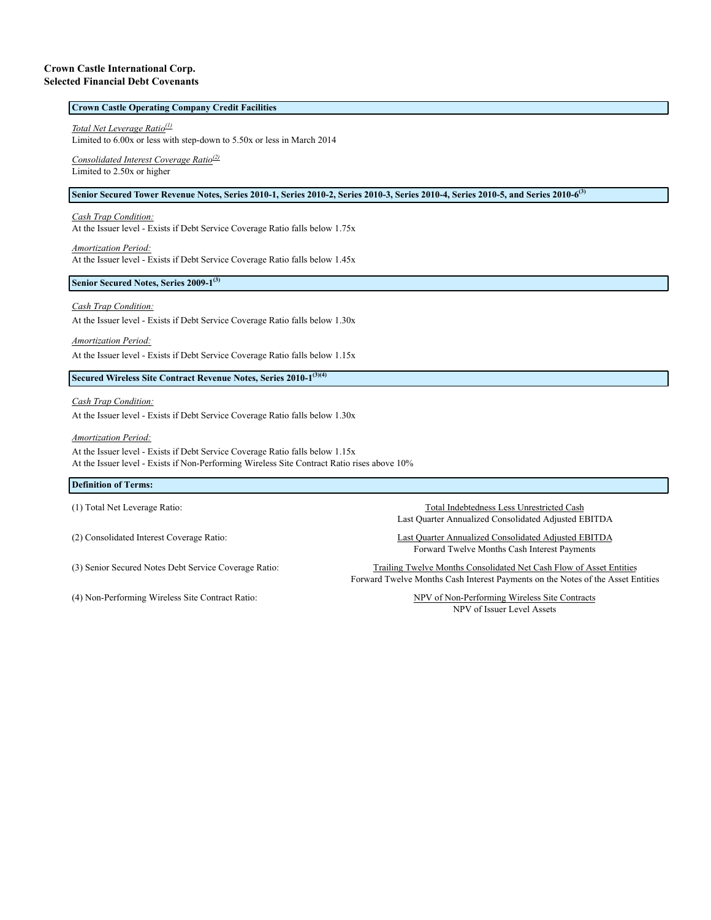**Crown Castle International Corp.**
**Selected Financial Debt Covenants**

### Crown Castle Operating Company Credit Facilities

*Total Net Leverage Ratio*[(1)]
Limited to 6.00x or less with step-down to 5.50x or less in March 2014

*Consolidated Interest Coverage Ratio*[(2)]
Limited to 2.50x or higher

### Senior Secured Tower Revenue Notes, Series 2010-1, Series 2010-2, Series 2010-3, Series 2010-4, Series 2010-5, and Series 2010-6[(3)]

*Cash Trap Condition:*
At the Issuer level - Exists if Debt Service Coverage Ratio falls below 1.75x

*Amortization Period:*
At the Issuer level - Exists if Debt Service Coverage Ratio falls below 1.45x

### Senior Secured Notes, Series 2009-1[(3)]

*Cash Trap Condition:*

At the Issuer level - Exists if Debt Service Coverage Ratio falls below 1.30x

*Amortization Period:*

At the Issuer level - Exists if Debt Service Coverage Ratio falls below 1.15x

### Secured Wireless Site Contract Revenue Notes, Series 2010-1[(3)(4)]

*Cash Trap Condition:*

At the Issuer level - Exists if Debt Service Coverage Ratio falls below 1.30x

*Amortization Period:*

At the Issuer level - Exists if Debt Service Coverage Ratio falls below 1.15x
At the Issuer level - Exists if Non-Performing Wireless Site Contract Ratio rises above 10%

### Definition of Terms:

(1) Total Net Leverage Ratio:

$$\frac{\text{Total Indebtedness Less Unrestricted Cash}}{\text{Last Quarter Annualized Consolidated Adjusted EBITDA}}$$

(2) Consolidated Interest Coverage Ratio:

$$\frac{\text{Last Quarter Annualized Consolidated Adjusted EBITDA}}{\text{Forward Twelve Months Cash Interest Payments}}$$

(3) Senior Secured Notes Debt Service Coverage Ratio:

$$\frac{\text{Trailing Twelve Months Consolidated Net Cash Flow of Asset Entities}}{\text{Forward Twelve Months Cash Interest Payments on the Notes of the Asset Entities}}$$

(4) Non-Performing Wireless Site Contract Ratio:

$$\frac{\text{NPV of Non-Performing Wireless Site Contracts}}{\text{NPV of Issuer Level Assets}}$$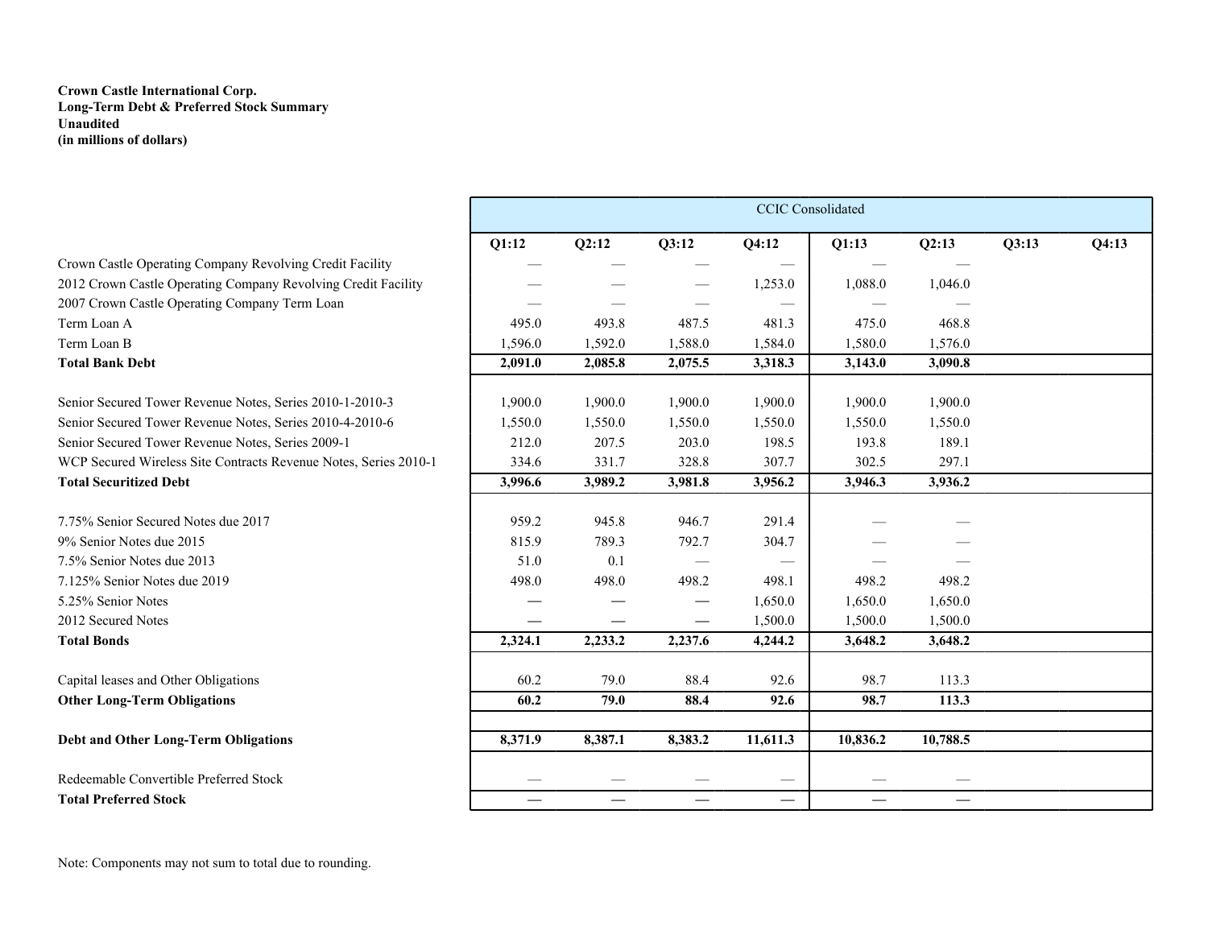**Crown Castle International Corp.**
**Long-Term Debt & Preferred Stock Summary**
**Unaudited**
**(in millions of dollars)**

| | CCIC Consolidated | | | | | | | |
|---|---|---|---|---|---|---|---|---|
| | **Q1:12** | **Q2:12** | **Q3:12** | **Q4:12** | **Q1:13** | **Q2:13** | **Q3:13** | **Q4:13** |
| Crown Castle Operating Company Revolving Credit Facility | — | — | — | — | — | — | | |
| 2012 Crown Castle Operating Company Revolving Credit Facility | — | — | — | 1,253.0 | 1,088.0 | 1,046.0 | | |
| 2007 Crown Castle Operating Company Term Loan | — | — | — | — | — | — | | |
| Term Loan A | 495.0 | 493.8 | 487.5 | 481.3 | 475.0 | 468.8 | | |
| Term Loan B | 1,596.0 | 1,592.0 | 1,588.0 | 1,584.0 | 1,580.0 | 1,576.0 | | |
| **Total Bank Debt** | **2,091.0** | **2,085.8** | **2,075.5** | **3,318.3** | **3,143.0** | **3,090.8** | | |
| | | | | | | | | |
| Senior Secured Tower Revenue Notes, Series 2010-1-2010-3 | 1,900.0 | 1,900.0 | 1,900.0 | 1,900.0 | 1,900.0 | 1,900.0 | | |
| Senior Secured Tower Revenue Notes, Series 2010-4-2010-6 | 1,550.0 | 1,550.0 | 1,550.0 | 1,550.0 | 1,550.0 | 1,550.0 | | |
| Senior Secured Tower Revenue Notes, Series 2009-1 | 212.0 | 207.5 | 203.0 | 198.5 | 193.8 | 189.1 | | |
| WCP Secured Wireless Site Contracts Revenue Notes, Series 2010-1 | 334.6 | 331.7 | 328.8 | 307.7 | 302.5 | 297.1 | | |
| **Total Securitized Debt** | **3,996.6** | **3,989.2** | **3,981.8** | **3,956.2** | **3,946.3** | **3,936.2** | | |
| | | | | | | | | |
| 7.75% Senior Secured Notes due 2017 | 959.2 | 945.8 | 946.7 | 291.4 | — | — | | |
| 9% Senior Notes due 2015 | 815.9 | 789.3 | 792.7 | 304.7 | — | — | | |
| 7.5% Senior Notes due 2013 | 51.0 | 0.1 | — | — | — | — | | |
| 7.125% Senior Notes due 2019 | 498.0 | 498.0 | 498.2 | 498.1 | 498.2 | 498.2 | | |
| 5.25% Senior Notes | — | — | — | 1,650.0 | 1,650.0 | 1,650.0 | | |
| 2012 Secured Notes | — | — | — | 1,500.0 | 1,500.0 | 1,500.0 | | |
| **Total Bonds** | **2,324.1** | **2,233.2** | **2,237.6** | **4,244.2** | **3,648.2** | **3,648.2** | | |
| | | | | | | | | |
| Capital leases and Other Obligations | 60.2 | 79.0 | 88.4 | 92.6 | 98.7 | 113.3 | | |
| **Other Long-Term Obligations** | **60.2** | **79.0** | **88.4** | **92.6** | **98.7** | **113.3** | | |
| | | | | | | | | |
| **Debt and Other Long-Term Obligations** | **8,371.9** | **8,387.1** | **8,383.2** | **11,611.3** | **10,836.2** | **10,788.5** | | |
| | | | | | | | | |
| Redeemable Convertible Preferred Stock | — | — | — | — | — | — | | |
| **Total Preferred Stock** | **—** | **—** | **—** | **—** | **—** | **—** | | |

Note: Components may not sum to total due to rounding.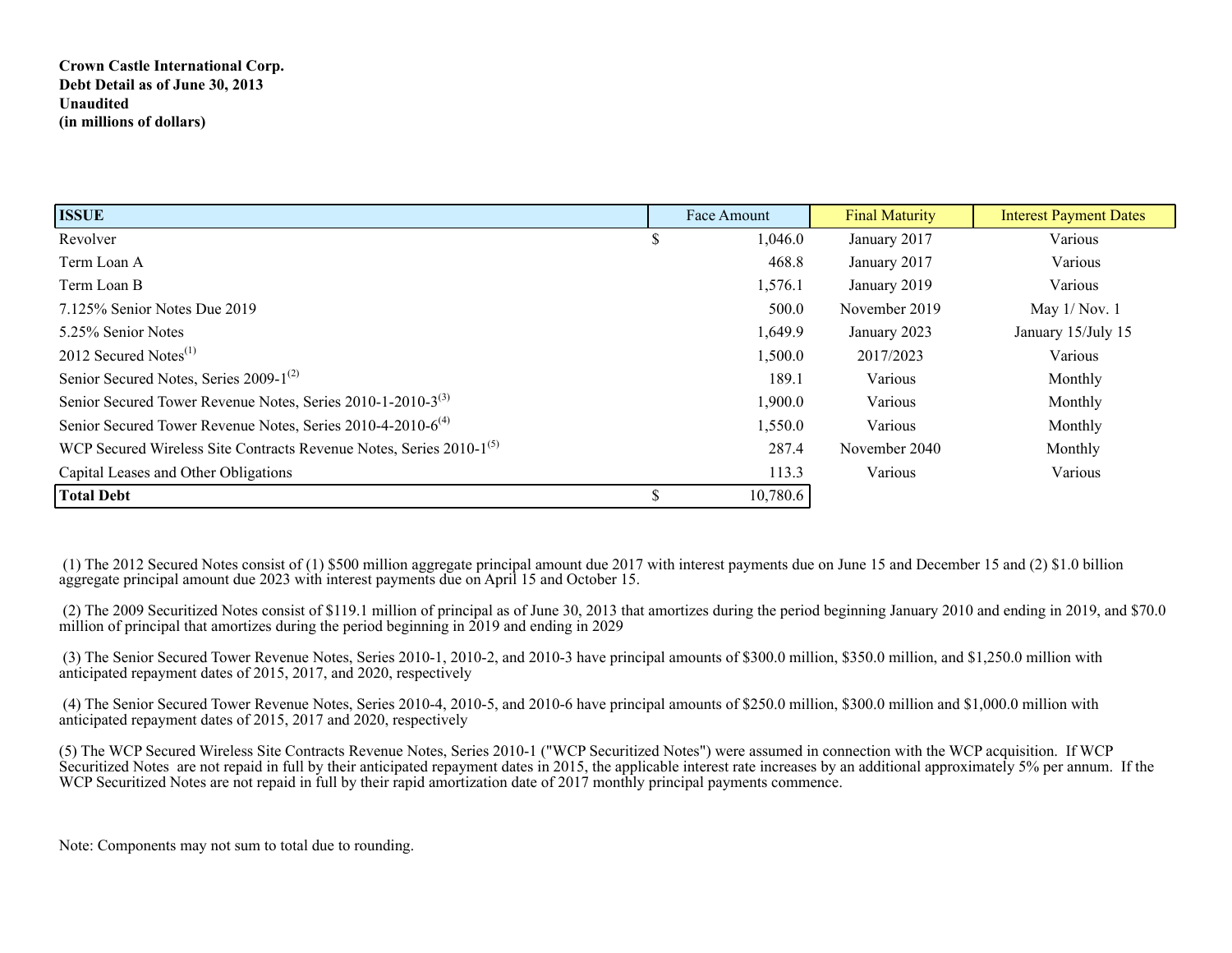**Crown Castle International Corp.**
**Debt Detail as of June 30, 2013**
**Unaudited**
**(in millions of dollars)**

| ISSUE | Face Amount | Final Maturity | Interest Payment Dates |
|---|---|---|---|
| Revolver | $ 1,046.0 | January 2017 | Various |
| Term Loan A | 468.8 | January 2017 | Various |
| Term Loan B | 1,576.1 | January 2019 | Various |
| 7.125% Senior Notes Due 2019 | 500.0 | November 2019 | May 1/ Nov. 1 |
| 5.25% Senior Notes | 1,649.9 | January 2023 | January 15/July 15 |
| 2012 Secured Notes[1] | 1,500.0 | 2017/2023 | Various |
| Senior Secured Notes, Series 2009-1[2] | 189.1 | Various | Monthly |
| Senior Secured Tower Revenue Notes, Series 2010-1-2010-3[3] | 1,900.0 | Various | Monthly |
| Senior Secured Tower Revenue Notes, Series 2010-4-2010-6[4] | 1,550.0 | Various | Monthly |
| WCP Secured Wireless Site Contracts Revenue Notes, Series 2010-1[5] | 287.4 | November 2040 | Monthly |
| Capital Leases and Other Obligations | 113.3 | Various | Various |
| **Total Debt** | $ 10,780.6 | | |

(1) The 2012 Secured Notes consist of (1) $500 million aggregate principal amount due 2017 with interest payments due on June 15 and December 15 and (2) $1.0 billion aggregate principal amount due 2023 with interest payments due on April 15 and October 15.

(2) The 2009 Securitized Notes consist of $119.1 million of principal as of June 30, 2013 that amortizes during the period beginning January 2010 and ending in 2019, and $70.0 million of principal that amortizes during the period beginning in 2019 and ending in 2029

(3) The Senior Secured Tower Revenue Notes, Series 2010-1, 2010-2, and 2010-3 have principal amounts of $300.0 million, $350.0 million, and $1,250.0 million with anticipated repayment dates of 2015, 2017, and 2020, respectively

(4) The Senior Secured Tower Revenue Notes, Series 2010-4, 2010-5, and 2010-6 have principal amounts of $250.0 million, $300.0 million and $1,000.0 million with anticipated repayment dates of 2015, 2017 and 2020, respectively

(5) The WCP Secured Wireless Site Contracts Revenue Notes, Series 2010-1 ("WCP Securitized Notes") were assumed in connection with the WCP acquisition. If WCP Securitized Notes are not repaid in full by their anticipated repayment dates in 2015, the applicable interest rate increases by an additional approximately 5% per annum. If the WCP Securitized Notes are not repaid in full by their rapid amortization date of 2017 monthly principal payments commence.

Note: Components may not sum to total due to rounding.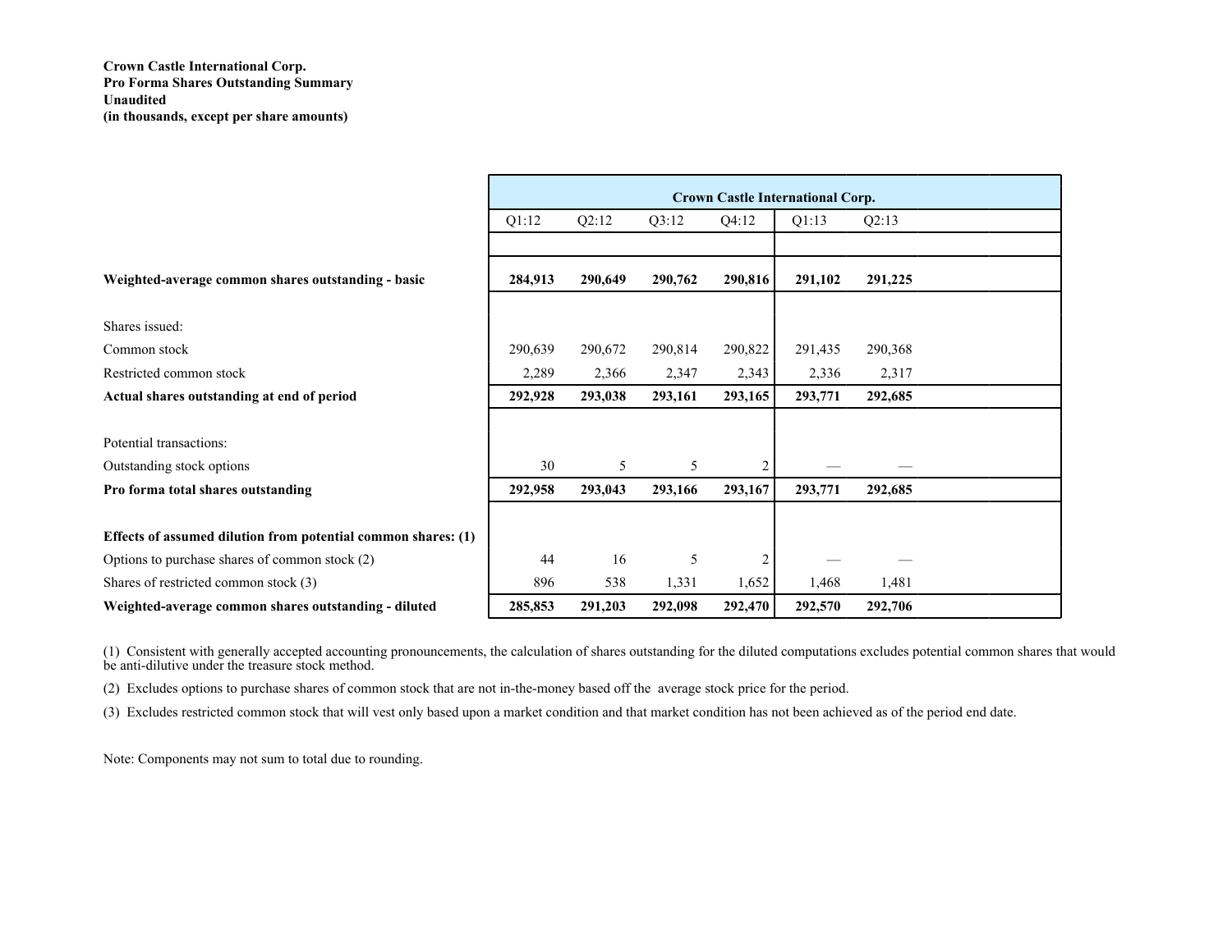**Crown Castle International Corp.**
**Pro Forma Shares Outstanding Summary**
**Unaudited**
**(in thousands, except per share amounts)**

| | Crown Castle International Corp. | | | | | |
|---|---|---|---|---|---|---|
| | Q1:12 | Q2:12 | Q3:12 | Q4:12 | Q1:13 | Q2:13 |
| **Weighted-average common shares outstanding - basic** | **284,913** | **290,649** | **290,762** | **290,816** | **291,102** | **291,225** |
| Shares issued: | | | | | | |
| Common stock | 290,639 | 290,672 | 290,814 | 290,822 | 291,435 | 290,368 |
| Restricted common stock | 2,289 | 2,366 | 2,347 | 2,343 | 2,336 | 2,317 |
| **Actual shares outstanding at end of period** | **292,928** | **293,038** | **293,161** | **293,165** | **293,771** | **292,685** |
| Potential transactions: | | | | | | |
| Outstanding stock options | 30 | 5 | 5 | 2 | — | — |
| **Pro forma total shares outstanding** | **292,958** | **293,043** | **293,166** | **293,167** | **293,771** | **292,685** |
| **Effects of assumed dilution from potential common shares: (1)** | | | | | | |
| Options to purchase shares of common stock (2) | 44 | 16 | 5 | 2 | — | — |
| Shares of restricted common stock (3) | 896 | 538 | 1,331 | 1,652 | 1,468 | 1,481 |
| **Weighted-average common shares outstanding - diluted** | **285,853** | **291,203** | **292,098** | **292,470** | **292,570** | **292,706** |

(1) Consistent with generally accepted accounting pronouncements, the calculation of shares outstanding for the diluted computations excludes potential common shares that would be anti-dilutive under the treasure stock method.

(2) Excludes options to purchase shares of common stock that are not in-the-money based off the average stock price for the period.

(3) Excludes restricted common stock that will vest only based upon a market condition and that market condition has not been achieved as of the period end date.

Note: Components may not sum to total due to rounding.